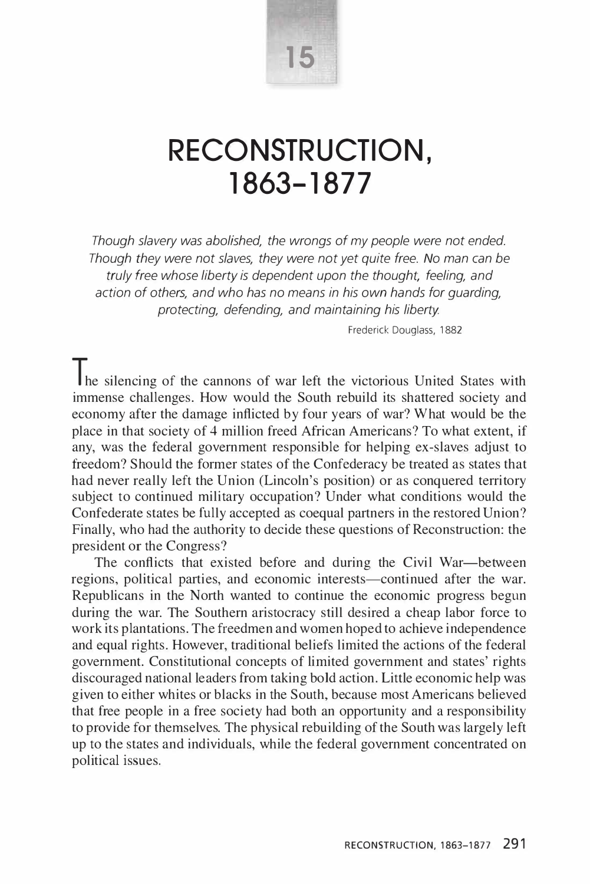# 15

# RECONSTRUCTION, 1863–1877

*Though slavery was abolished, the wrongs of my people were not ended. Though they were not slaves, they were not yet quite free. No man can be truly free whose liberty is dependent upon the thought, feeling, and action of others, and who has no means in his own hands for guarding, protecting, defending, and maintaining his liberty.*

Frederick Douglass, 1882

The silencing of the cannons of war left the victorious United States with immense challenges. How would the South rebuild its shattered society and economy after the damage inflicted by four years of war? What would be the place in that society of 4 million freed African Americans? To what extent, if any, was the federal government responsible for helping ex-slaves adjust to freedom? Should the former states of the Confederacy be treated as states that had never really left the Union (Lincoln's position) or as conquered territory subject to continued military occupation? Under what conditions would the Confederate states be fully accepted as coequal partners in the restored Union? Finally, who had the authority to decide these questions of Reconstruction: the president or the Congress?

The conflicts that existed before and during the Civil War—between regions, political parties, and economic interests—continued after the war. Republicans in the North wanted to continue the economic progress begun during the war. The Southern aristocracy still desired a cheap labor force to work its plantations. The freedmen and women hoped to achieve independence and equal rights. However, traditional beliefs limited the actions of the federal government. Constitutional concepts of limited government and states' rights discouraged national leaders from taking bold action. Little economic help was given to either whites or blacks in the South, because most Americans believed that free people in a free society had both an opportunity and a responsibility to provide for themselves. The physical rebuilding of the South was largely left up to the states and individuals, while the federal government concentrated on political issues.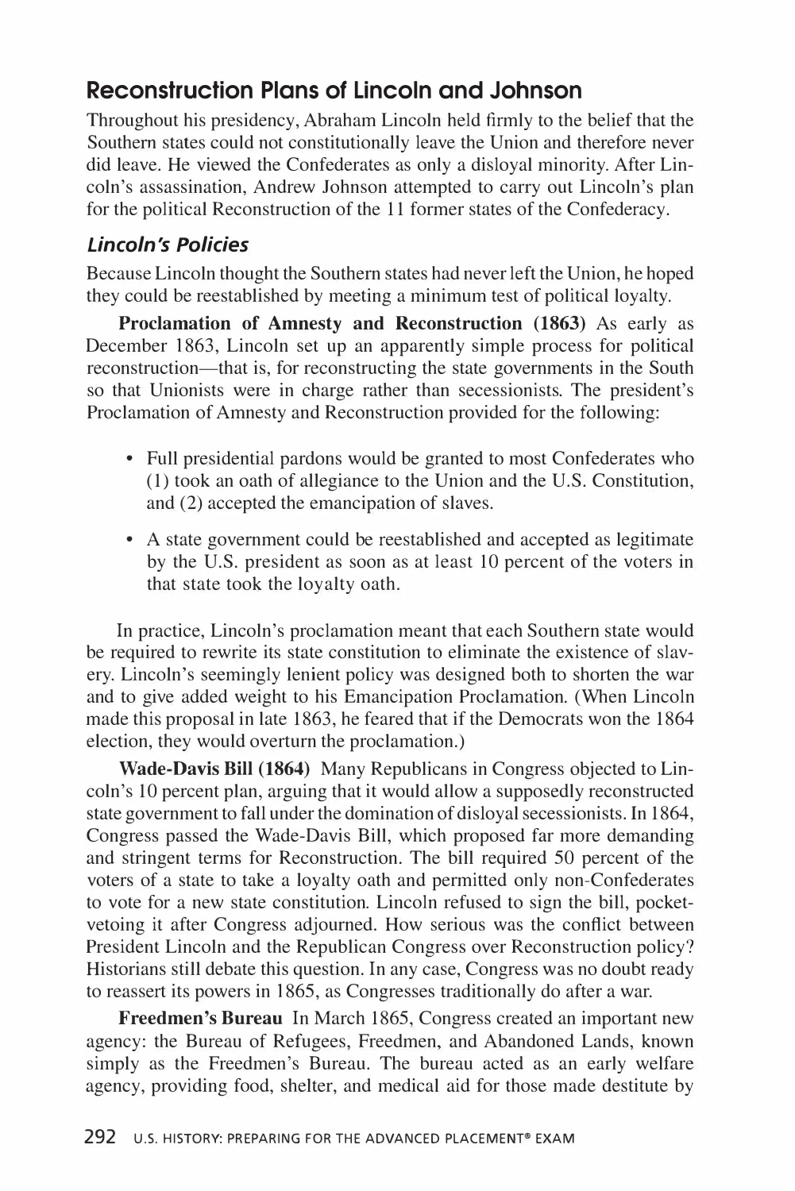## Reconstruction Plans of Lincoln and Johnson

Throughout his presidency, Abraham Lincoln held firmly to the belief that the Southern states could not constitutionally leave the Union and therefore never did leave. He viewed the Confederates as only a disloyal minority. After Lincoln's assassination, Andrew Johnson attempted to carry out Lincoln's plan for the political Reconstruction of the 11 former states of the Confederacy.

### *Lincoln's Policies*

Because Lincoln thought the Southern states had never left the Union, he hoped they could be reestablished by meeting a minimum test of political loyalty.

**Proclamation of Amnesty and Reconstruction (1863)** As early as December 1863, Lincoln set up an apparently simple process for political reconstruction—that is, for reconstructing the state governments in the South so that Unionists were in charge rather than secessionists. The president's Proclamation of Amnesty and Reconstruction provided for the following:

- Full presidential pardons would be granted to most Confederates who (1) took an oath of allegiance to the Union and the U.S. Constitution, and (2) accepted the emancipation of slaves.
- A state government could be reestablished and accepted as legitimate by the U.S. president as soon as at least 10 percent of the voters in that state took the loyalty oath.

In practice, Lincoln's proclamation meant that each Southern state would be required to rewrite its state constitution to eliminate the existence of slavery. Lincoln's seemingly lenient policy was designed both to shorten the war and to give added weight to his Emancipation Proclamation. (When Lincoln made this proposal in late 1863, he feared that if the Democrats won the 1864 election, they would overturn the proclamation.)

**Wade-Davis Bill (1864)** Many Republicans in Congress objected to Lincoln's 10 percent plan, arguing that it would allow a supposedly reconstructed state government to fall under the domination of disloyal secessionists. In 1864, Congress passed the Wade-Davis Bill, which proposed far more demanding and stringent terms for Reconstruction. The bill required 50 percent of the voters of a state to take a loyalty oath and permitted only non-Confederates to vote for a new state constitution. Lincoln refused to sign the bill, pocket-vetoing it after Congress adjourned. How serious was the conflict between President Lincoln and the Republican Congress over Reconstruction policy? Historians still debate this question. In any case, Congress was no doubt ready to reassert its powers in 1865, as Congresses traditionally do after a war.

**Freedmen's Bureau** In March 1865, Congress created an important new agency: the Bureau of Refugees, Freedmen, and Abandoned Lands, known simply as the Freedmen's Bureau. The bureau acted as an early welfare agency, providing food, shelter, and medical aid for those made destitute by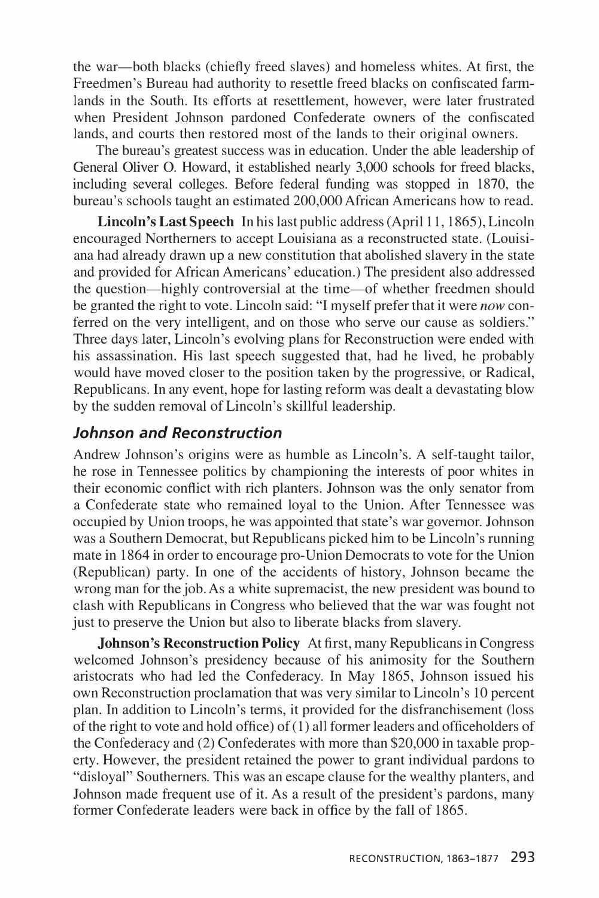the war—both blacks (chiefly freed slaves) and homeless whites. At first, the Freedmen's Bureau had authority to resettle freed blacks on confiscated farmlands in the South. Its efforts at resettlement, however, were later frustrated when President Johnson pardoned Confederate owners of the confiscated lands, and courts then restored most of the lands to their original owners.

The bureau's greatest success was in education. Under the able leadership of General Oliver O. Howard, it established nearly 3,000 schools for freed blacks, including several colleges. Before federal funding was stopped in 1870, the bureau's schools taught an estimated 200,000 African Americans how to read.

**Lincoln's Last Speech** In his last public address (April 11, 1865), Lincoln encouraged Northerners to accept Louisiana as a reconstructed state. (Louisiana had already drawn up a new constitution that abolished slavery in the state and provided for African Americans' education.) The president also addressed the question—highly controversial at the time—of whether freedmen should be granted the right to vote. Lincoln said: "I myself prefer that it were *now* conferred on the very intelligent, and on those who serve our cause as soldiers." Three days later, Lincoln's evolving plans for Reconstruction were ended with his assassination. His last speech suggested that, had he lived, he probably would have moved closer to the position taken by the progressive, or Radical, Republicans. In any event, hope for lasting reform was dealt a devastating blow by the sudden removal of Lincoln's skillful leadership.

### Johnson and Reconstruction

Andrew Johnson's origins were as humble as Lincoln's. A self-taught tailor, he rose in Tennessee politics by championing the interests of poor whites in their economic conflict with rich planters. Johnson was the only senator from a Confederate state who remained loyal to the Union. After Tennessee was occupied by Union troops, he was appointed that state's war governor. Johnson was a Southern Democrat, but Republicans picked him to be Lincoln's running mate in 1864 in order to encourage pro-Union Democrats to vote for the Union (Republican) party. In one of the accidents of history, Johnson became the wrong man for the job. As a white supremacist, the new president was bound to clash with Republicans in Congress who believed that the war was fought not just to preserve the Union but also to liberate blacks from slavery.

**Johnson's Reconstruction Policy** At first, many Republicans in Congress welcomed Johnson's presidency because of his animosity for the Southern aristocrats who had led the Confederacy. In May 1865, Johnson issued his own Reconstruction proclamation that was very similar to Lincoln's 10 percent plan. In addition to Lincoln's terms, it provided for the disfranchisement (loss of the right to vote and hold office) of (1) all former leaders and officeholders of the Confederacy and (2) Confederates with more than $20,000 in taxable property. However, the president retained the power to grant individual pardons to "disloyal" Southerners. This was an escape clause for the wealthy planters, and Johnson made frequent use of it. As a result of the president's pardons, many former Confederate leaders were back in office by the fall of 1865.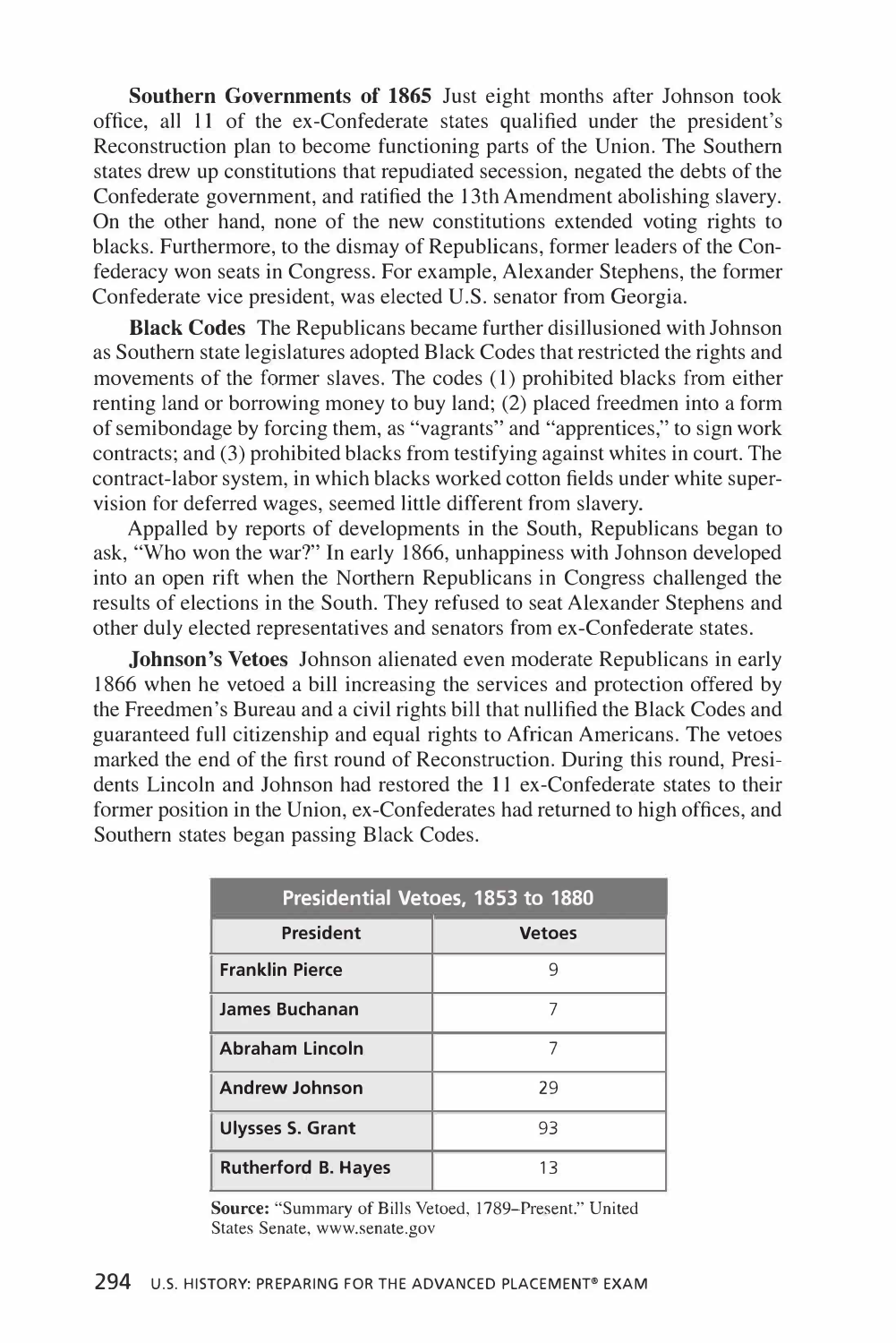**Southern Governments of 1865** Just eight months after Johnson took office, all 11 of the ex-Confederate states qualified under the president's Reconstruction plan to become functioning parts of the Union. The Southern states drew up constitutions that repudiated secession, negated the debts of the Confederate government, and ratified the 13th Amendment abolishing slavery. On the other hand, none of the new constitutions extended voting rights to blacks. Furthermore, to the dismay of Republicans, former leaders of the Confederacy won seats in Congress. For example, Alexander Stephens, the former Confederate vice president, was elected U.S. senator from Georgia.

**Black Codes** The Republicans became further disillusioned with Johnson as Southern state legislatures adopted Black Codes that restricted the rights and movements of the former slaves. The codes (1) prohibited blacks from either renting land or borrowing money to buy land; (2) placed freedmen into a form of semibondage by forcing them, as "vagrants" and "apprentices," to sign work contracts; and (3) prohibited blacks from testifying against whites in court. The contract-labor system, in which blacks worked cotton fields under white supervision for deferred wages, seemed little different from slavery.

Appalled by reports of developments in the South, Republicans began to ask, "Who won the war?" In early 1866, unhappiness with Johnson developed into an open rift when the Northern Republicans in Congress challenged the results of elections in the South. They refused to seat Alexander Stephens and other duly elected representatives and senators from ex-Confederate states.

**Johnson's Vetoes** Johnson alienated even moderate Republicans in early 1866 when he vetoed a bill increasing the services and protection offered by the Freedmen's Bureau and a civil rights bill that nullified the Black Codes and guaranteed full citizenship and equal rights to African Americans. The vetoes marked the end of the first round of Reconstruction. During this round, Presidents Lincoln and Johnson had restored the 11 ex-Confederate states to their former position in the Union, ex-Confederates had returned to high offices, and Southern states began passing Black Codes.

**Presidential Vetoes, 1853 to 1880**

| President | Vetoes |
|---|---|
| Franklin Pierce | 9 |
| James Buchanan | 7 |
| Abraham Lincoln | 7 |
| Andrew Johnson | 29 |
| Ulysses S. Grant | 93 |
| Rutherford B. Hayes | 13 |

**Source:** "Summary of Bills Vetoed, 1789–Present." United States Senate, www.senate.gov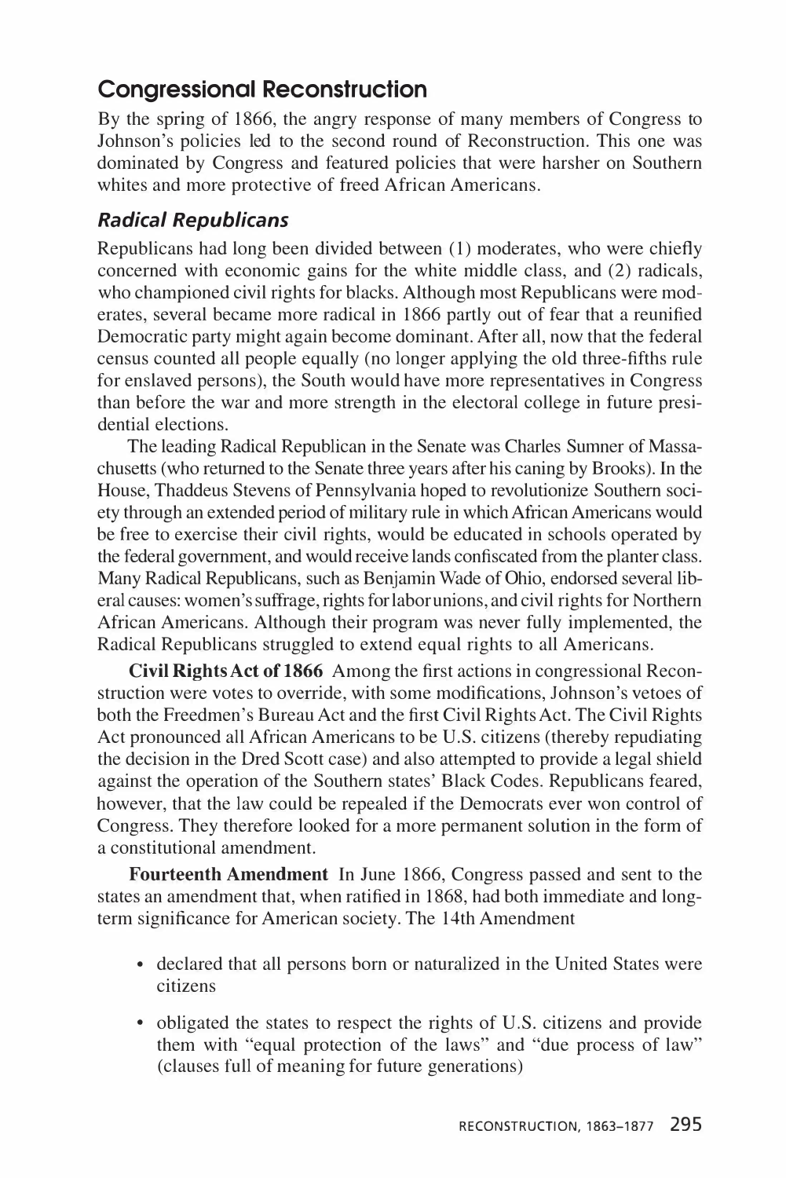## Congressional Reconstruction

By the spring of 1866, the angry response of many members of Congress to Johnson's policies led to the second round of Reconstruction. This one was dominated by Congress and featured policies that were harsher on Southern whites and more protective of freed African Americans.

### *Radical Republicans*

Republicans had long been divided between (1) moderates, who were chiefly concerned with economic gains for the white middle class, and (2) radicals, who championed civil rights for blacks. Although most Republicans were moderates, several became more radical in 1866 partly out of fear that a reunified Democratic party might again become dominant. After all, now that the federal census counted all people equally (no longer applying the old three-fifths rule for enslaved persons), the South would have more representatives in Congress than before the war and more strength in the electoral college in future presidential elections.

The leading Radical Republican in the Senate was Charles Sumner of Massachusetts (who returned to the Senate three years after his caning by Brooks). In the House, Thaddeus Stevens of Pennsylvania hoped to revolutionize Southern society through an extended period of military rule in which African Americans would be free to exercise their civil rights, would be educated in schools operated by the federal government, and would receive lands confiscated from the planter class. Many Radical Republicans, such as Benjamin Wade of Ohio, endorsed several liberal causes: women's suffrage, rights for labor unions, and civil rights for Northern African Americans. Although their program was never fully implemented, the Radical Republicans struggled to extend equal rights to all Americans.

**Civil Rights Act of 1866** Among the first actions in congressional Reconstruction were votes to override, with some modifications, Johnson's vetoes of both the Freedmen's Bureau Act and the first Civil Rights Act. The Civil Rights Act pronounced all African Americans to be U.S. citizens (thereby repudiating the decision in the Dred Scott case) and also attempted to provide a legal shield against the operation of the Southern states' Black Codes. Republicans feared, however, that the law could be repealed if the Democrats ever won control of Congress. They therefore looked for a more permanent solution in the form of a constitutional amendment.

**Fourteenth Amendment** In June 1866, Congress passed and sent to the states an amendment that, when ratified in 1868, had both immediate and long-term significance for American society. The 14th Amendment

- declared that all persons born or naturalized in the United States were citizens
- obligated the states to respect the rights of U.S. citizens and provide them with "equal protection of the laws" and "due process of law" (clauses full of meaning for future generations)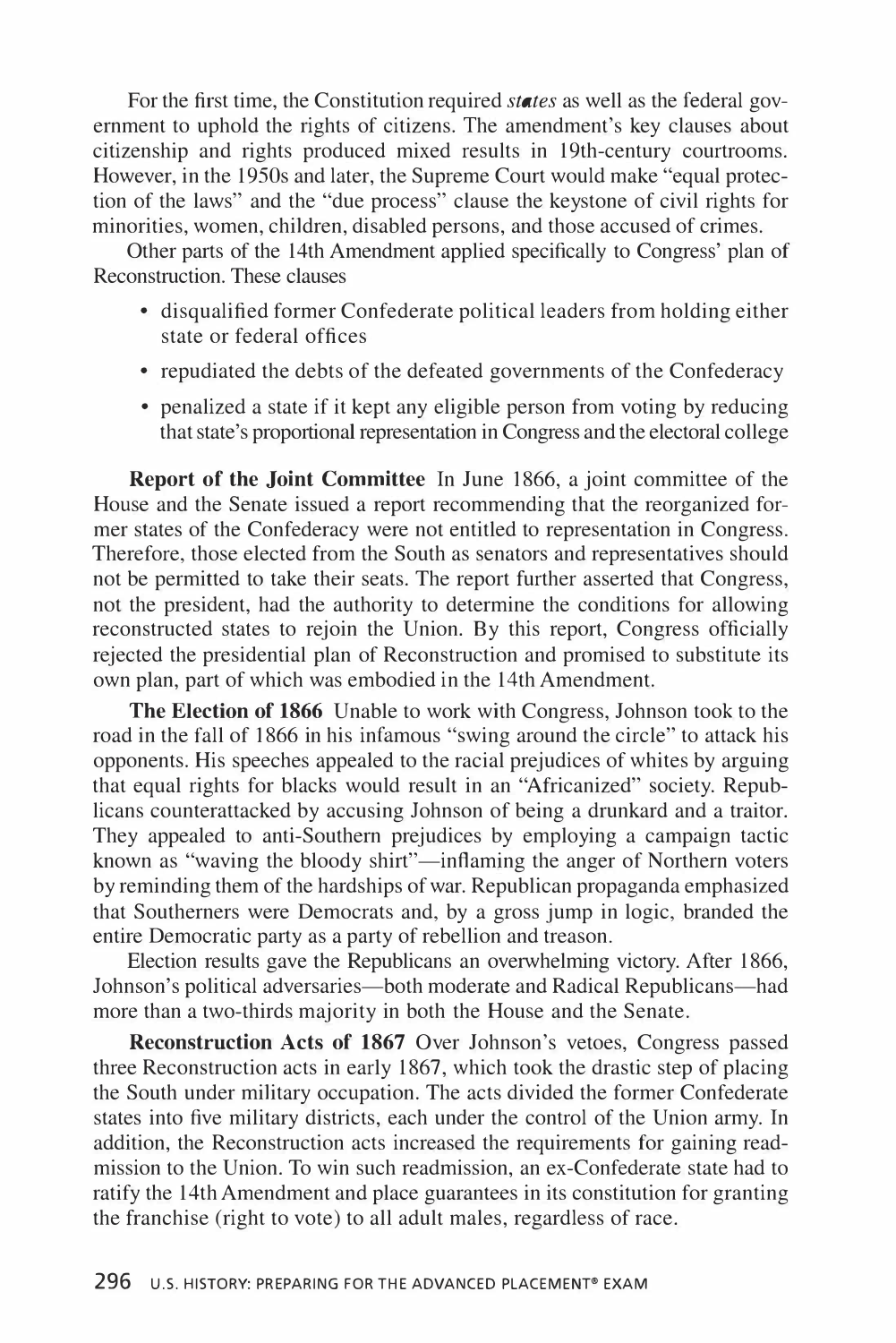For the first time, the Constitution required *states* as well as the federal government to uphold the rights of citizens. The amendment's key clauses about citizenship and rights produced mixed results in 19th-century courtrooms. However, in the 1950s and later, the Supreme Court would make "equal protection of the laws" and the "due process" clause the keystone of civil rights for minorities, women, children, disabled persons, and those accused of crimes.

Other parts of the 14th Amendment applied specifically to Congress' plan of Reconstruction. These clauses

- disqualified former Confederate political leaders from holding either state or federal offices
- repudiated the debts of the defeated governments of the Confederacy
- penalized a state if it kept any eligible person from voting by reducing that state's proportional representation in Congress and the electoral college

**Report of the Joint Committee** In June 1866, a joint committee of the House and the Senate issued a report recommending that the reorganized former states of the Confederacy were not entitled to representation in Congress. Therefore, those elected from the South as senators and representatives should not be permitted to take their seats. The report further asserted that Congress, not the president, had the authority to determine the conditions for allowing reconstructed states to rejoin the Union. By this report, Congress officially rejected the presidential plan of Reconstruction and promised to substitute its own plan, part of which was embodied in the 14th Amendment.

**The Election of 1866** Unable to work with Congress, Johnson took to the road in the fall of 1866 in his infamous "swing around the circle" to attack his opponents. His speeches appealed to the racial prejudices of whites by arguing that equal rights for blacks would result in an "Africanized" society. Republicans counterattacked by accusing Johnson of being a drunkard and a traitor. They appealed to anti-Southern prejudices by employing a campaign tactic known as "waving the bloody shirt"—inflaming the anger of Northern voters by reminding them of the hardships of war. Republican propaganda emphasized that Southerners were Democrats and, by a gross jump in logic, branded the entire Democratic party as a party of rebellion and treason.

Election results gave the Republicans an overwhelming victory. After 1866, Johnson's political adversaries—both moderate and Radical Republicans—had more than a two-thirds majority in both the House and the Senate.

**Reconstruction Acts of 1867** Over Johnson's vetoes, Congress passed three Reconstruction acts in early 1867, which took the drastic step of placing the South under military occupation. The acts divided the former Confederate states into five military districts, each under the control of the Union army. In addition, the Reconstruction acts increased the requirements for gaining readmission to the Union. To win such readmission, an ex-Confederate state had to ratify the 14th Amendment and place guarantees in its constitution for granting the franchise (right to vote) to all adult males, regardless of race.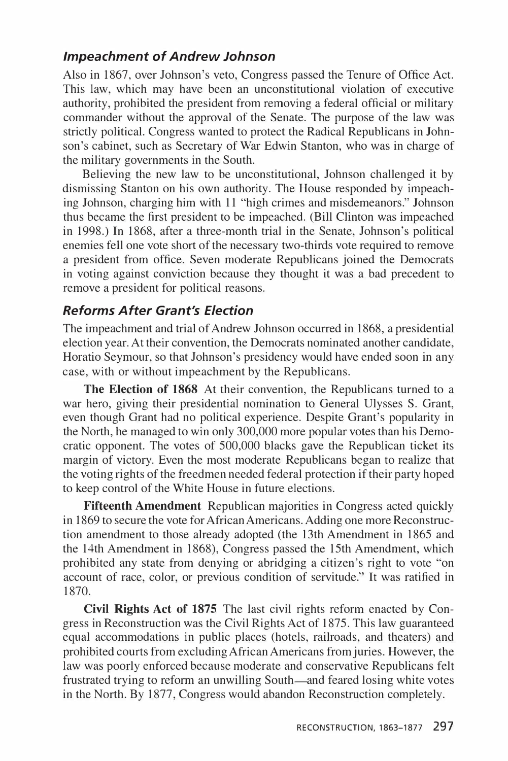### *Impeachment of Andrew Johnson*

Also in 1867, over Johnson's veto, Congress passed the Tenure of Office Act. This law, which may have been an unconstitutional violation of executive authority, prohibited the president from removing a federal official or military commander without the approval of the Senate. The purpose of the law was strictly political. Congress wanted to protect the Radical Republicans in Johnson's cabinet, such as Secretary of War Edwin Stanton, who was in charge of the military governments in the South.

Believing the new law to be unconstitutional, Johnson challenged it by dismissing Stanton on his own authority. The House responded by impeaching Johnson, charging him with 11 "high crimes and misdemeanors." Johnson thus became the first president to be impeached. (Bill Clinton was impeached in 1998.) In 1868, after a three-month trial in the Senate, Johnson's political enemies fell one vote short of the necessary two-thirds vote required to remove a president from office. Seven moderate Republicans joined the Democrats in voting against conviction because they thought it was a bad precedent to remove a president for political reasons.

### *Reforms After Grant's Election*

The impeachment and trial of Andrew Johnson occurred in 1868, a presidential election year. At their convention, the Democrats nominated another candidate, Horatio Seymour, so that Johnson's presidency would have ended soon in any case, with or without impeachment by the Republicans.

**The Election of 1868** At their convention, the Republicans turned to a war hero, giving their presidential nomination to General Ulysses S. Grant, even though Grant had no political experience. Despite Grant's popularity in the North, he managed to win only 300,000 more popular votes than his Democratic opponent. The votes of 500,000 blacks gave the Republican ticket its margin of victory. Even the most moderate Republicans began to realize that the voting rights of the freedmen needed federal protection if their party hoped to keep control of the White House in future elections.

**Fifteenth Amendment** Republican majorities in Congress acted quickly in 1869 to secure the vote for African Americans. Adding one more Reconstruction amendment to those already adopted (the 13th Amendment in 1865 and the 14th Amendment in 1868), Congress passed the 15th Amendment, which prohibited any state from denying or abridging a citizen's right to vote "on account of race, color, or previous condition of servitude." It was ratified in 1870.

**Civil Rights Act of 1875** The last civil rights reform enacted by Congress in Reconstruction was the Civil Rights Act of 1875. This law guaranteed equal accommodations in public places (hotels, railroads, and theaters) and prohibited courts from excluding African Americans from juries. However, the law was poorly enforced because moderate and conservative Republicans felt frustrated trying to reform an unwilling South—and feared losing white votes in the North. By 1877, Congress would abandon Reconstruction completely.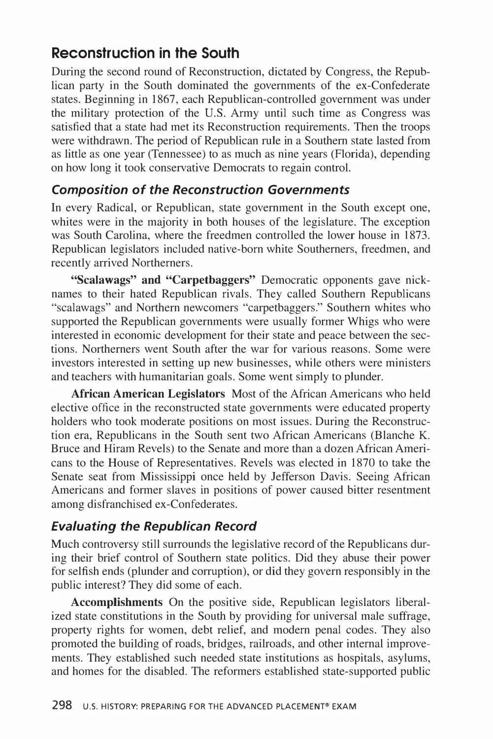## Reconstruction in the South

During the second round of Reconstruction, dictated by Congress, the Republican party in the South dominated the governments of the ex-Confederate states. Beginning in 1867, each Republican-controlled government was under the military protection of the U.S. Army until such time as Congress was satisfied that a state had met its Reconstruction requirements. Then the troops were withdrawn. The period of Republican rule in a Southern state lasted from as little as one year (Tennessee) to as much as nine years (Florida), depending on how long it took conservative Democrats to regain control.

### *Composition of the Reconstruction Governments*

In every Radical, or Republican, state government in the South except one, whites were in the majority in both houses of the legislature. The exception was South Carolina, where the freedmen controlled the lower house in 1873. Republican legislators included native-born white Southerners, freedmen, and recently arrived Northerners.

**"Scalawags" and "Carpetbaggers"** Democratic opponents gave nicknames to their hated Republican rivals. They called Southern Republicans "scalawags" and Northern newcomers "carpetbaggers." Southern whites who supported the Republican governments were usually former Whigs who were interested in economic development for their state and peace between the sections. Northerners went South after the war for various reasons. Some were investors interested in setting up new businesses, while others were ministers and teachers with humanitarian goals. Some went simply to plunder.

**African American Legislators** Most of the African Americans who held elective office in the reconstructed state governments were educated property holders who took moderate positions on most issues. During the Reconstruction era, Republicans in the South sent two African Americans (Blanche K. Bruce and Hiram Revels) to the Senate and more than a dozen African Americans to the House of Representatives. Revels was elected in 1870 to take the Senate seat from Mississippi once held by Jefferson Davis. Seeing African Americans and former slaves in positions of power caused bitter resentment among disfranchised ex-Confederates.

### *Evaluating the Republican Record*

Much controversy still surrounds the legislative record of the Republicans during their brief control of Southern state politics. Did they abuse their power for selfish ends (plunder and corruption), or did they govern responsibly in the public interest? They did some of each.

**Accomplishments** On the positive side, Republican legislators liberalized state constitutions in the South by providing for universal male suffrage, property rights for women, debt relief, and modern penal codes. They also promoted the building of roads, bridges, railroads, and other internal improvements. They established such needed state institutions as hospitals, asylums, and homes for the disabled. The reformers established state-supported public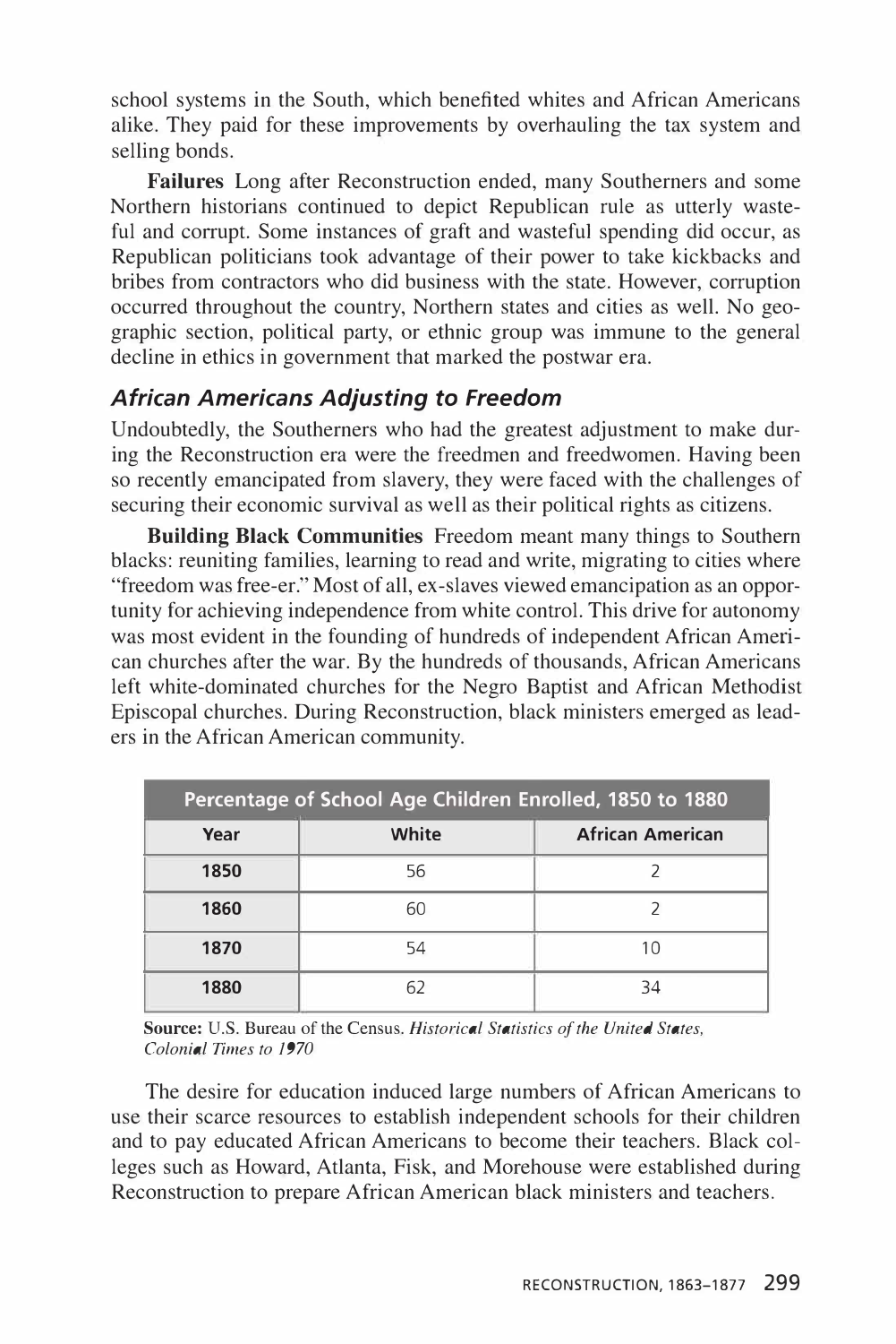school systems in the South, which benefited whites and African Americans alike. They paid for these improvements by overhauling the tax system and selling bonds.

**Failures** Long after Reconstruction ended, many Southerners and some Northern historians continued to depict Republican rule as utterly wasteful and corrupt. Some instances of graft and wasteful spending did occur, as Republican politicians took advantage of their power to take kickbacks and bribes from contractors who did business with the state. However, corruption occurred throughout the country, Northern states and cities as well. No geographic section, political party, or ethnic group was immune to the general decline in ethics in government that marked the postwar era.

### *African Americans Adjusting to Freedom*

Undoubtedly, the Southerners who had the greatest adjustment to make during the Reconstruction era were the freedmen and freedwomen. Having been so recently emancipated from slavery, they were faced with the challenges of securing their economic survival as well as their political rights as citizens.

**Building Black Communities** Freedom meant many things to Southern blacks: reuniting families, learning to read and write, migrating to cities where "freedom was free-er." Most of all, ex-slaves viewed emancipation as an opportunity for achieving independence from white control. This drive for autonomy was most evident in the founding of hundreds of independent African American churches after the war. By the hundreds of thousands, African Americans left white-dominated churches for the Negro Baptist and African Methodist Episcopal churches. During Reconstruction, black ministers emerged as leaders in the African American community.

**Percentage of School Age Children Enrolled, 1850 to 1880**

| Year | White | African American |
|---|---|---|
| 1850 | 56 | 2 |
| 1860 | 60 | 2 |
| 1870 | 54 | 10 |
| 1880 | 62 | 34 |

**Source:** U.S. Bureau of the Census. *Historical Statistics of the United States, Colonial Times to 1970*

The desire for education induced large numbers of African Americans to use their scarce resources to establish independent schools for their children and to pay educated African Americans to become their teachers. Black colleges such as Howard, Atlanta, Fisk, and Morehouse were established during Reconstruction to prepare African American black ministers and teachers.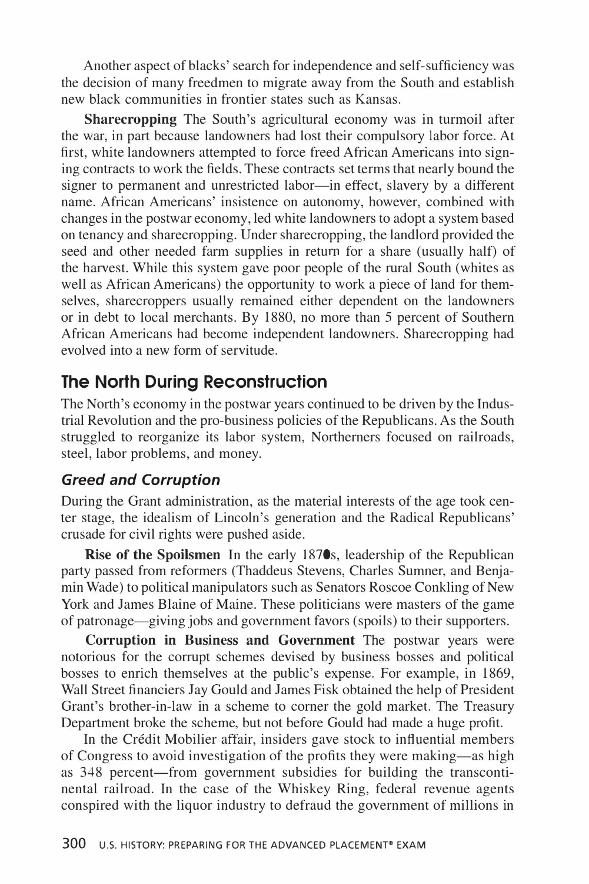Another aspect of blacks' search for independence and self-sufficiency was the decision of many freedmen to migrate away from the South and establish new black communities in frontier states such as Kansas.

**Sharecropping** The South's agricultural economy was in turmoil after the war, in part because landowners had lost their compulsory labor force. At first, white landowners attempted to force freed African Americans into signing contracts to work the fields. These contracts set terms that nearly bound the signer to permanent and unrestricted labor—in effect, slavery by a different name. African Americans' insistence on autonomy, however, combined with changes in the postwar economy, led white landowners to adopt a system based on tenancy and sharecropping. Under sharecropping, the landlord provided the seed and other needed farm supplies in return for a share (usually half) of the harvest. While this system gave poor people of the rural South (whites as well as African Americans) the opportunity to work a piece of land for themselves, sharecroppers usually remained either dependent on the landowners or in debt to local merchants. By 1880, no more than 5 percent of Southern African Americans had become independent landowners. Sharecropping had evolved into a new form of servitude.

## The North During Reconstruction

The North's economy in the postwar years continued to be driven by the Industrial Revolution and the pro-business policies of the Republicans. As the South struggled to reorganize its labor system, Northerners focused on railroads, steel, labor problems, and money.

### *Greed and Corruption*

During the Grant administration, as the material interests of the age took center stage, the idealism of Lincoln's generation and the Radical Republicans' crusade for civil rights were pushed aside.

**Rise of the Spoilsmen** In the early 1870s, leadership of the Republican party passed from reformers (Thaddeus Stevens, Charles Sumner, and Benjamin Wade) to political manipulators such as Senators Roscoe Conkling of New York and James Blaine of Maine. These politicians were masters of the game of patronage—giving jobs and government favors (spoils) to their supporters.

**Corruption in Business and Government** The postwar years were notorious for the corrupt schemes devised by business bosses and political bosses to enrich themselves at the public's expense. For example, in 1869, Wall Street financiers Jay Gould and James Fisk obtained the help of President Grant's brother-in-law in a scheme to corner the gold market. The Treasury Department broke the scheme, but not before Gould had made a huge profit.

In the Crédit Mobilier affair, insiders gave stock to influential members of Congress to avoid investigation of the profits they were making—as high as 348 percent—from government subsidies for building the transcontinental railroad. In the case of the Whiskey Ring, federal revenue agents conspired with the liquor industry to defraud the government of millions in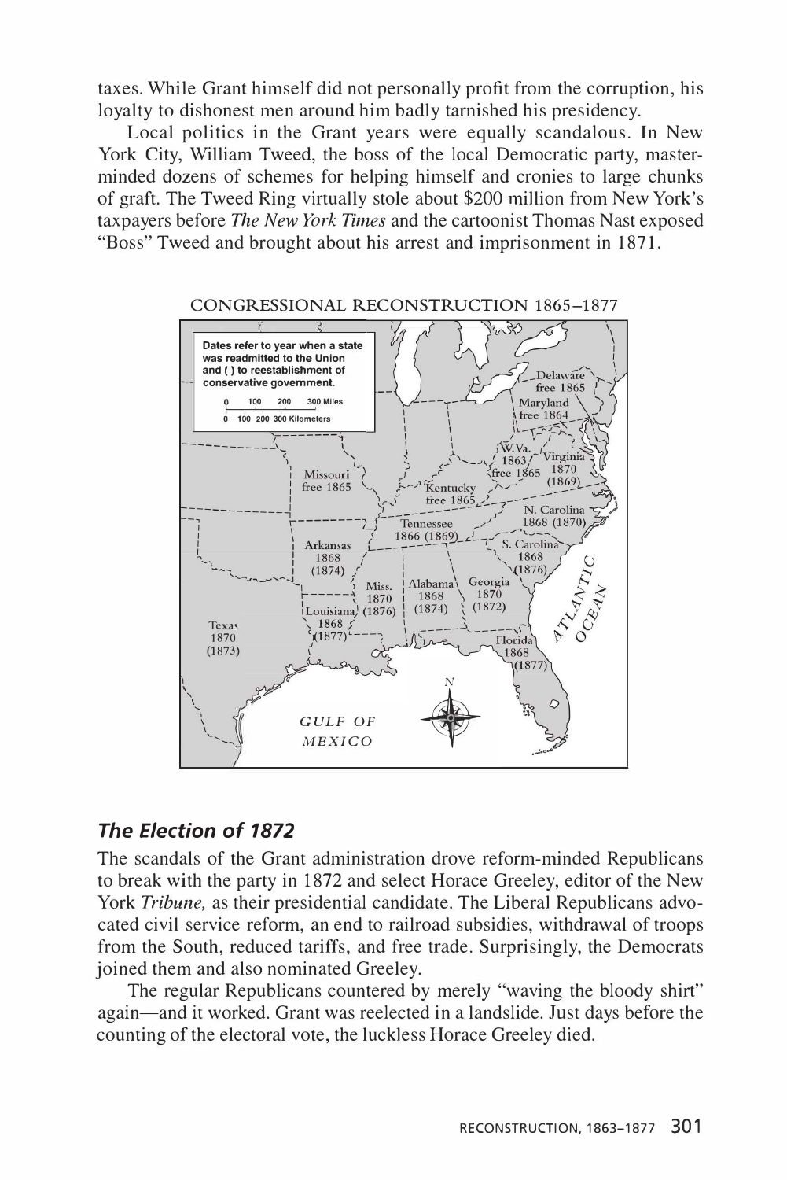taxes. While Grant himself did not personally profit from the corruption, his loyalty to dishonest men around him badly tarnished his presidency.

Local politics in the Grant years were equally scandalous. In New York City, William Tweed, the boss of the local Democratic party, masterminded dozens of schemes for helping himself and cronies to large chunks of graft. The Tweed Ring virtually stole about $200 million from New York's taxpayers before *The New York Times* and the cartoonist Thomas Nast exposed "Boss" Tweed and brought about his arrest and imprisonment in 1871.

CONGRESSIONAL RECONSTRUCTION 1865–1877

Dates refer to year when a state was readmitted to the Union and ( ) to reestablishment of conservative government.

## *The Election of 1872*

The scandals of the Grant administration drove reform-minded Republicans to break with the party in 1872 and select Horace Greeley, editor of the New York *Tribune,* as their presidential candidate. The Liberal Republicans advocated civil service reform, an end to railroad subsidies, withdrawal of troops from the South, reduced tariffs, and free trade. Surprisingly, the Democrats joined them and also nominated Greeley.

The regular Republicans countered by merely "waving the bloody shirt" again—and it worked. Grant was reelected in a landslide. Just days before the counting of the electoral vote, the luckless Horace Greeley died.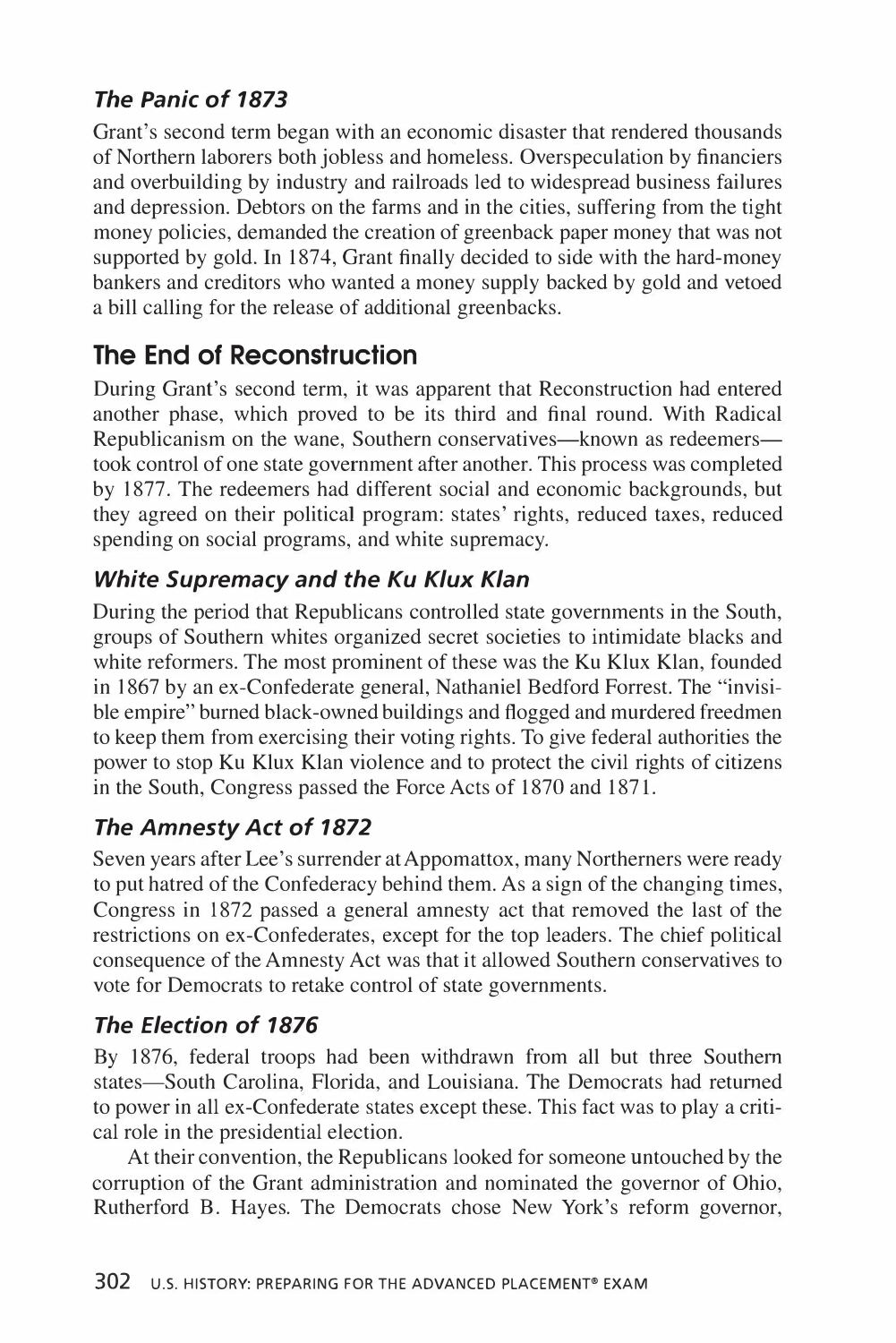### *The Panic of 1873*

Grant's second term began with an economic disaster that rendered thousands of Northern laborers both jobless and homeless. Overspeculation by financiers and overbuilding by industry and railroads led to widespread business failures and depression. Debtors on the farms and in the cities, suffering from the tight money policies, demanded the creation of greenback paper money that was not supported by gold. In 1874, Grant finally decided to side with the hard-money bankers and creditors who wanted a money supply backed by gold and vetoed a bill calling for the release of additional greenbacks.

## The End of Reconstruction

During Grant's second term, it was apparent that Reconstruction had entered another phase, which proved to be its third and final round. With Radical Republicanism on the wane, Southern conservatives—known as redeemers—took control of one state government after another. This process was completed by 1877. The redeemers had different social and economic backgrounds, but they agreed on their political program: states' rights, reduced taxes, reduced spending on social programs, and white supremacy.

### *White Supremacy and the Ku Klux Klan*

During the period that Republicans controlled state governments in the South, groups of Southern whites organized secret societies to intimidate blacks and white reformers. The most prominent of these was the Ku Klux Klan, founded in 1867 by an ex-Confederate general, Nathaniel Bedford Forrest. The "invisible empire" burned black-owned buildings and flogged and murdered freedmen to keep them from exercising their voting rights. To give federal authorities the power to stop Ku Klux Klan violence and to protect the civil rights of citizens in the South, Congress passed the Force Acts of 1870 and 1871.

### *The Amnesty Act of 1872*

Seven years after Lee's surrender at Appomattox, many Northerners were ready to put hatred of the Confederacy behind them. As a sign of the changing times, Congress in 1872 passed a general amnesty act that removed the last of the restrictions on ex-Confederates, except for the top leaders. The chief political consequence of the Amnesty Act was that it allowed Southern conservatives to vote for Democrats to retake control of state governments.

### *The Election of 1876*

By 1876, federal troops had been withdrawn from all but three Southern states—South Carolina, Florida, and Louisiana. The Democrats had returned to power in all ex-Confederate states except these. This fact was to play a critical role in the presidential election.

At their convention, the Republicans looked for someone untouched by the corruption of the Grant administration and nominated the governor of Ohio, Rutherford B. Hayes. The Democrats chose New York's reform governor,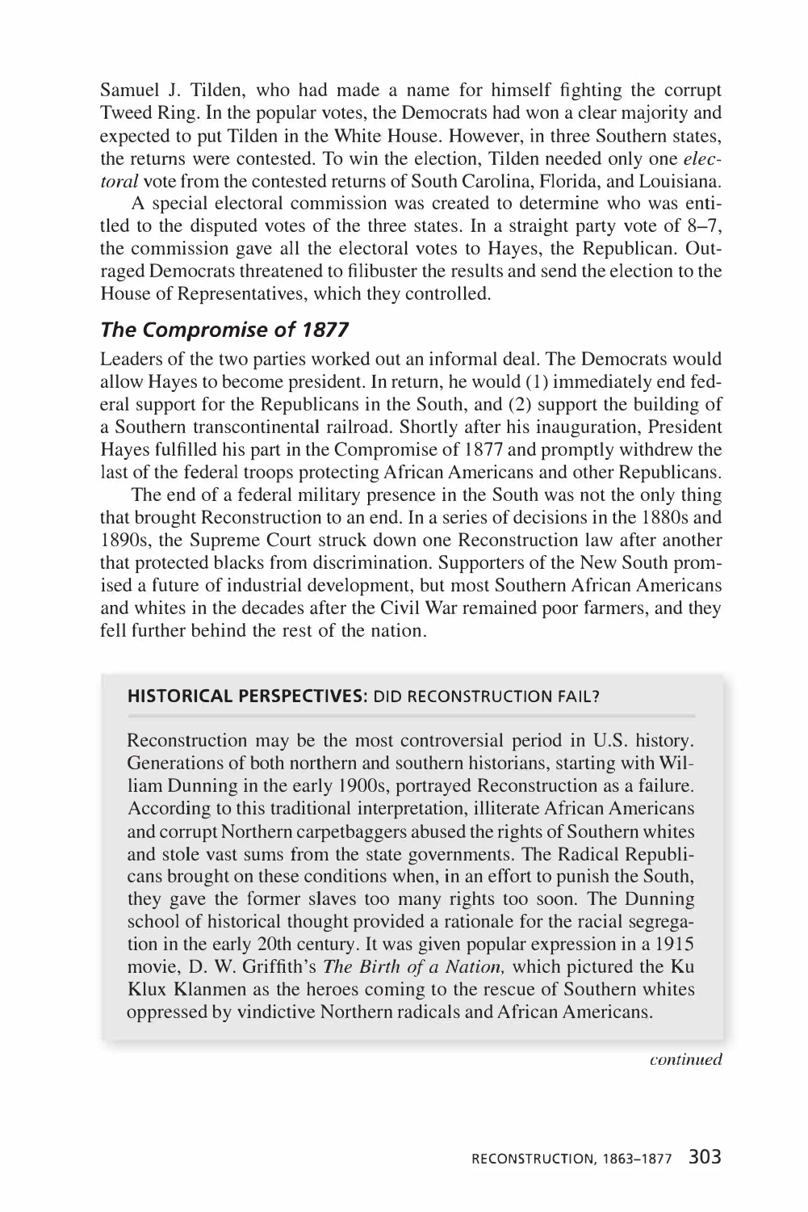Samuel J. Tilden, who had made a name for himself fighting the corrupt Tweed Ring. In the popular votes, the Democrats had won a clear majority and expected to put Tilden in the White House. However, in three Southern states, the returns were contested. To win the election, Tilden needed only one *electoral* vote from the contested returns of South Carolina, Florida, and Louisiana.

A special electoral commission was created to determine who was entitled to the disputed votes of the three states. In a straight party vote of 8–7, the commission gave all the electoral votes to Hayes, the Republican. Outraged Democrats threatened to filibuster the results and send the election to the House of Representatives, which they controlled.

### *The Compromise of 1877*

Leaders of the two parties worked out an informal deal. The Democrats would allow Hayes to become president. In return, he would (1) immediately end federal support for the Republicans in the South, and (2) support the building of a Southern transcontinental railroad. Shortly after his inauguration, President Hayes fulfilled his part in the Compromise of 1877 and promptly withdrew the last of the federal troops protecting African Americans and other Republicans.

The end of a federal military presence in the South was not the only thing that brought Reconstruction to an end. In a series of decisions in the 1880s and 1890s, the Supreme Court struck down one Reconstruction law after another that protected blacks from discrimination. Supporters of the New South promised a future of industrial development, but most Southern African Americans and whites in the decades after the Civil War remained poor farmers, and they fell further behind the rest of the nation.

**HISTORICAL PERSPECTIVES:** DID RECONSTRUCTION FAIL?

Reconstruction may be the most controversial period in U.S. history. Generations of both northern and southern historians, starting with William Dunning in the early 1900s, portrayed Reconstruction as a failure. According to this traditional interpretation, illiterate African Americans and corrupt Northern carpetbaggers abused the rights of Southern whites and stole vast sums from the state governments. The Radical Republicans brought on these conditions when, in an effort to punish the South, they gave the former slaves too many rights too soon. The Dunning school of historical thought provided a rationale for the racial segregation in the early 20th century. It was given popular expression in a 1915 movie, D. W. Griffith's *The Birth of a Nation,* which pictured the Ku Klux Klanmen as the heroes coming to the rescue of Southern whites oppressed by vindictive Northern radicals and African Americans.

*continued*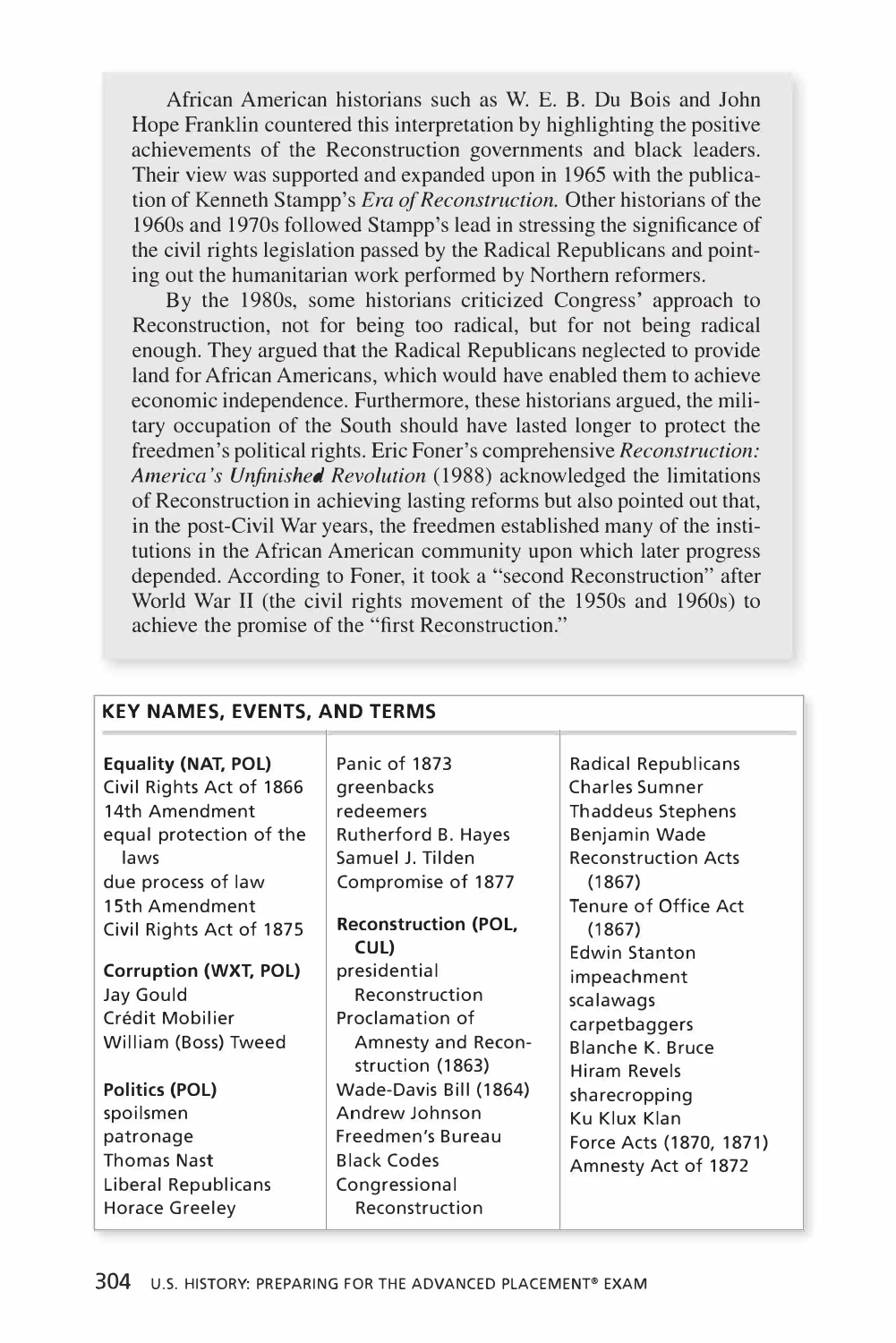African American historians such as W. E. B. Du Bois and John Hope Franklin countered this interpretation by highlighting the positive achievements of the Reconstruction governments and black leaders. Their view was supported and expanded upon in 1965 with the publication of Kenneth Stampp's *Era of Reconstruction.* Other historians of the 1960s and 1970s followed Stampp's lead in stressing the significance of the civil rights legislation passed by the Radical Republicans and pointing out the humanitarian work performed by Northern reformers.

By the 1980s, some historians criticized Congress' approach to Reconstruction, not for being too radical, but for not being radical enough. They argued that the Radical Republicans neglected to provide land for African Americans, which would have enabled them to achieve economic independence. Furthermore, these historians argued, the military occupation of the South should have lasted longer to protect the freedmen's political rights. Eric Foner's comprehensive *Reconstruction: America's Unfinished Revolution* (1988) acknowledged the limitations of Reconstruction in achieving lasting reforms but also pointed out that, in the post-Civil War years, the freedmen established many of the institutions in the African American community upon which later progress depended. According to Foner, it took a "second Reconstruction" after World War II (the civil rights movement of the 1950s and 1960s) to achieve the promise of the "first Reconstruction."

## KEY NAMES, EVENTS, AND TERMS

**Equality (NAT, POL)**
Civil Rights Act of 1866
14th Amendment
equal protection of the laws
due process of law
15th Amendment
Civil Rights Act of 1875

**Corruption (WXT, POL)**
Jay Gould
Crédit Mobilier
William (Boss) Tweed

**Politics (POL)**
spoilsmen
patronage
Thomas Nast
Liberal Republicans
Horace Greeley
Panic of 1873
greenbacks
redeemers
Rutherford B. Hayes
Samuel J. Tilden
Compromise of 1877

**Reconstruction (POL, CUL)**
presidential Reconstruction
Proclamation of Amnesty and Reconstruction (1863)
Wade-Davis Bill (1864)
Andrew Johnson
Freedmen's Bureau
Black Codes
Congressional Reconstruction
Radical Republicans
Charles Sumner
Thaddeus Stephens
Benjamin Wade
Reconstruction Acts (1867)
Tenure of Office Act (1867)
Edwin Stanton
impeachment
scalawags
carpetbaggers
Blanche K. Bruce
Hiram Revels
sharecropping
Ku Klux Klan
Force Acts (1870, 1871)
Amnesty Act of 1872